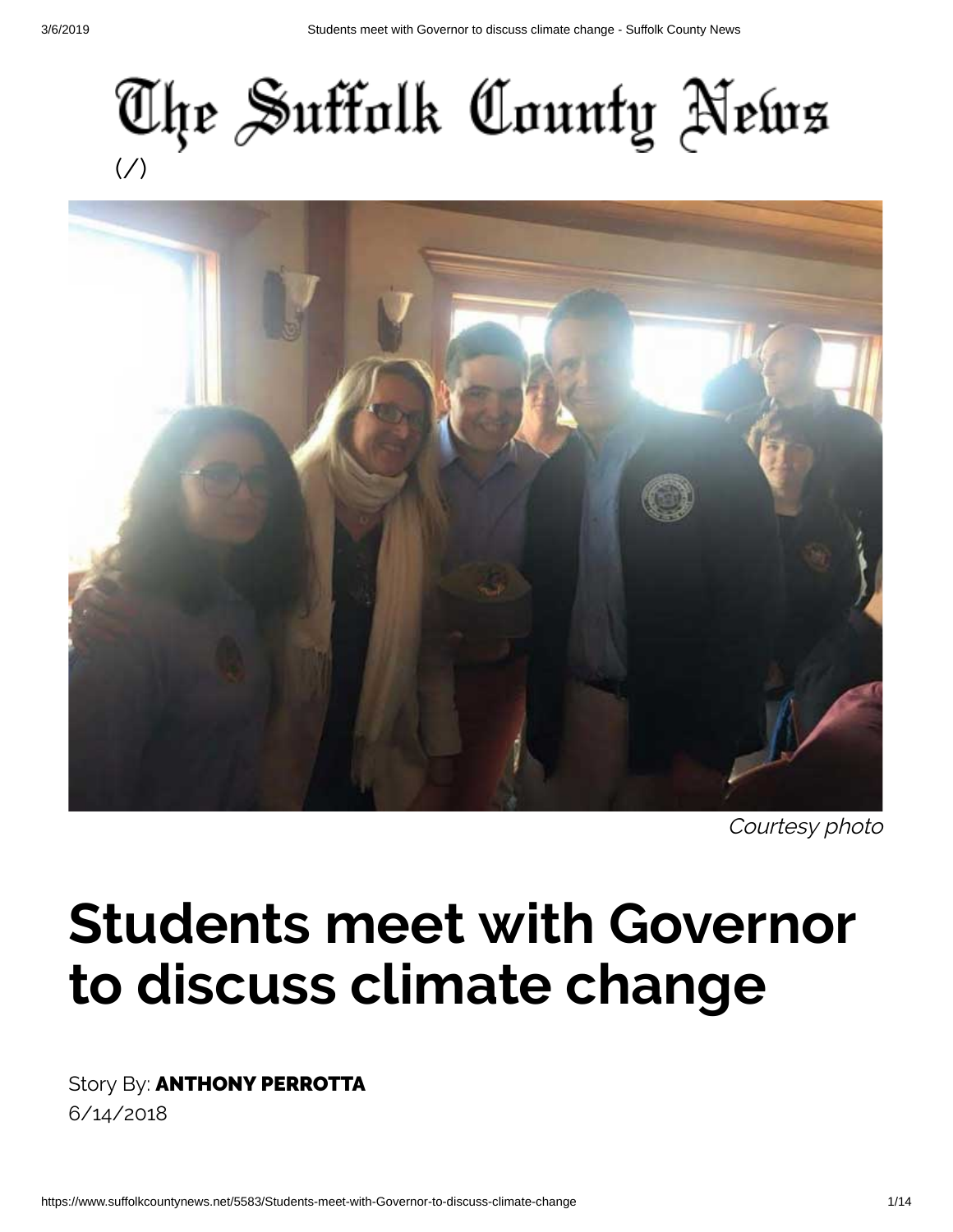# The Suffolk County News

(/)

*Courtesy photo*

# Students meet with Governor to discuss climate change

Story By: **ANTHONY PERROTTA**

6/14/2018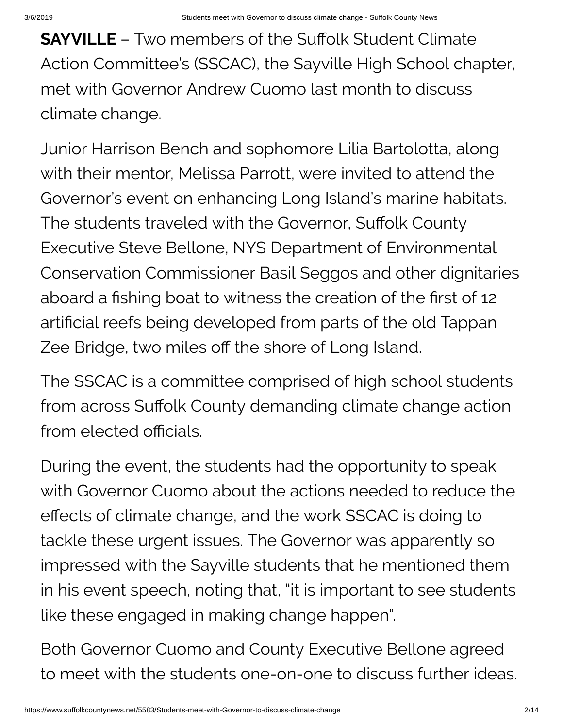**SAYVILLE** – Two members of the Suffolk Student Climate Action Committee's (SSCAC), the Sayville High School chapter, met with Governor Andrew Cuomo last month to discuss climate change.

Junior Harrison Bench and sophomore Lilia Bartolotta, along with their mentor, Melissa Parrott, were invited to attend the Governor's event on enhancing Long Island's marine habitats. The students traveled with the Governor, Suffolk County Executive Steve Bellone, NYS Department of Environmental Conservation Commissioner Basil Seggos and other dignitaries aboard a fishing boat to witness the creation of the first of 12 artificial reefs being developed from parts of the old Tappan Zee Bridge, two miles off the shore of Long Island.

The SSCAC is a committee comprised of high school students from across Suffolk County demanding climate change action from elected officials.

During the event, the students had the opportunity to speak with Governor Cuomo about the actions needed to reduce the effects of climate change, and the work SSCAC is doing to tackle these urgent issues. The Governor was apparently so impressed with the Sayville students that he mentioned them in his event speech, noting that, "it is important to see students like these engaged in making change happen".

Both Governor Cuomo and County Executive Bellone agreed to meet with the students one-on-one to discuss further ideas.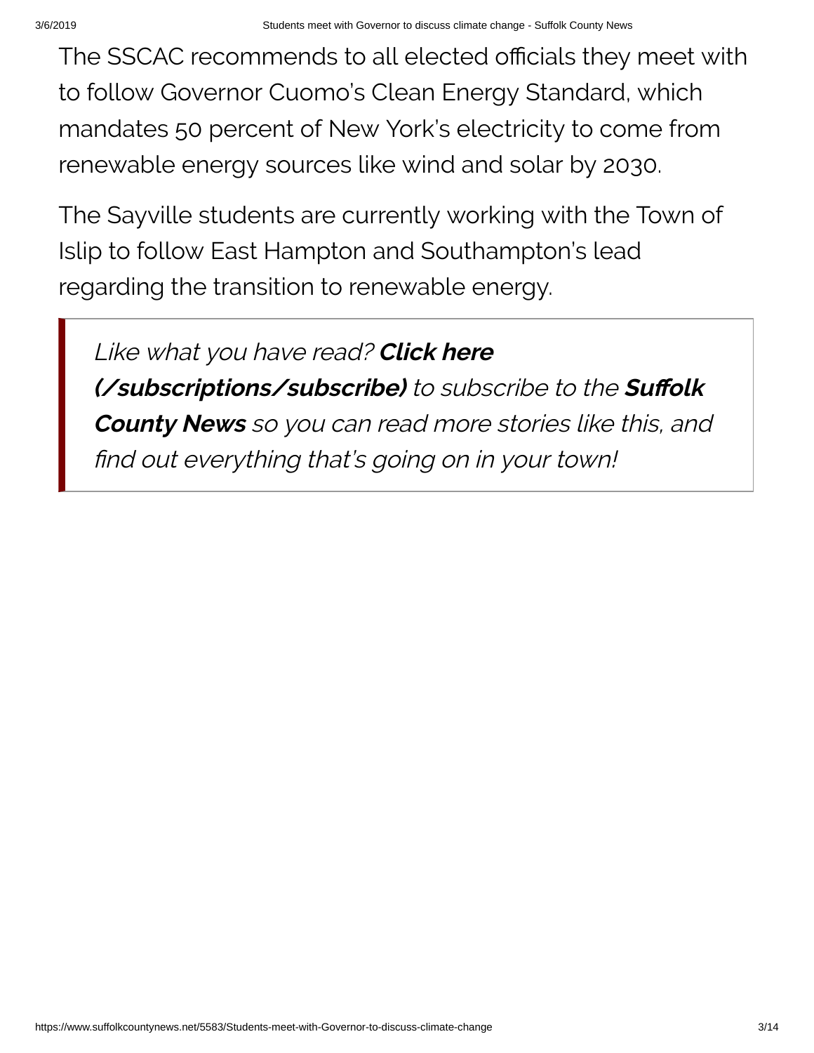The SSCAC recommends to all elected officials they meet with to follow Governor Cuomo's Clean Energy Standard, which mandates 50 percent of New York's electricity to come from renewable energy sources like wind and solar by 2030.

The Sayville students are currently working with the Town of Islip to follow East Hampton and Southampton's lead regarding the transition to renewable energy.

> *Like what you have read?* ***Click here (/subscriptions/subscribe)*** *to subscribe to the* ***Suffolk County News*** *so you can read more stories like this, and find out everything that's going on in your town!*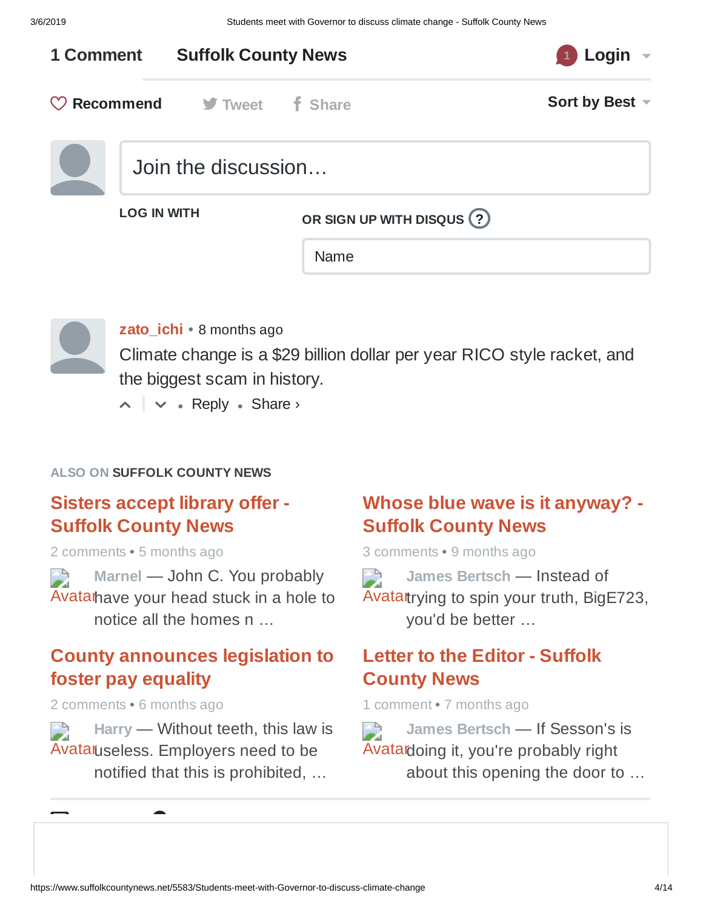1 Comment **Suffolk County News** 1 Login

Recommend Tweet Share Sort by Best

Join the discussion…

LOG IN WITH

OR SIGN UP WITH DISQUS ?

Name

**zato_ichi** • 8 months ago

Climate change is a $29 billion dollar per year RICO style racket, and the biggest scam in history.

Reply • Share ›

ALSO ON **SUFFOLK COUNTY NEWS**

### Sisters accept library offer - Suffolk County News

2 comments • 5 months ago

Avatar **Marnel** — John C. You probably have your head stuck in a hole to notice all the homes n …

### Whose blue wave is it anyway? - Suffolk County News

3 comments • 9 months ago

Avatar **James Bertsch** — Instead of trying to spin your truth, BigE723, you'd be better …

### County announces legislation to foster pay equality

2 comments • 6 months ago

Avatar **Harry** — Without teeth, this law is useless. Employers need to be notified that this is prohibited, …

### Letter to the Editor - Suffolk County News

1 comment • 7 months ago

Avatar **James Bertsch** — If Sesson's is doing it, you're probably right about this opening the door to …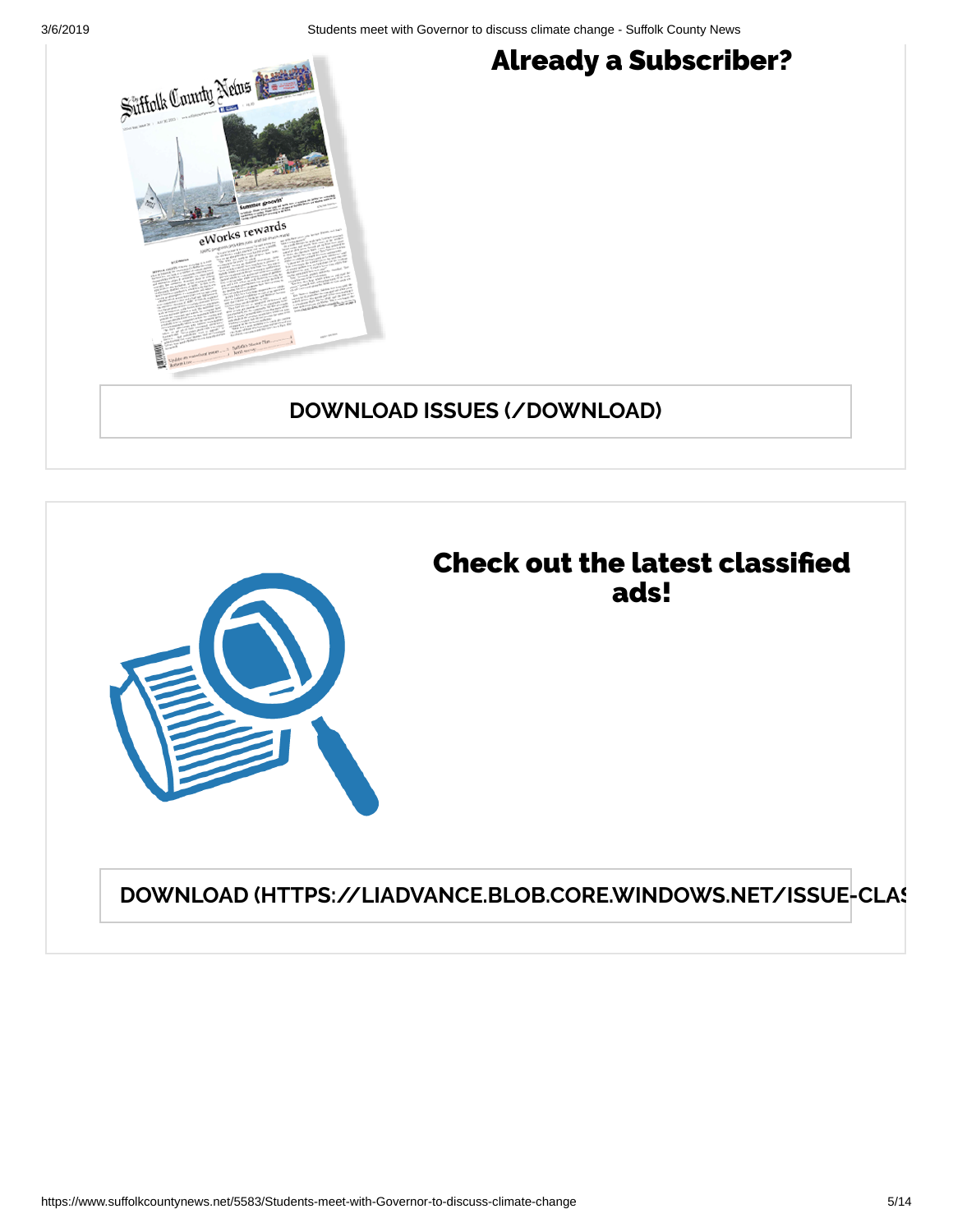## Already a Subscriber?

DOWNLOAD ISSUES (/DOWNLOAD)

## Check out the latest classified ads!

DOWNLOAD (HTTPS://LIADVANCE.BLOB.CORE.WINDOWS.NET/ISSUE-CLAS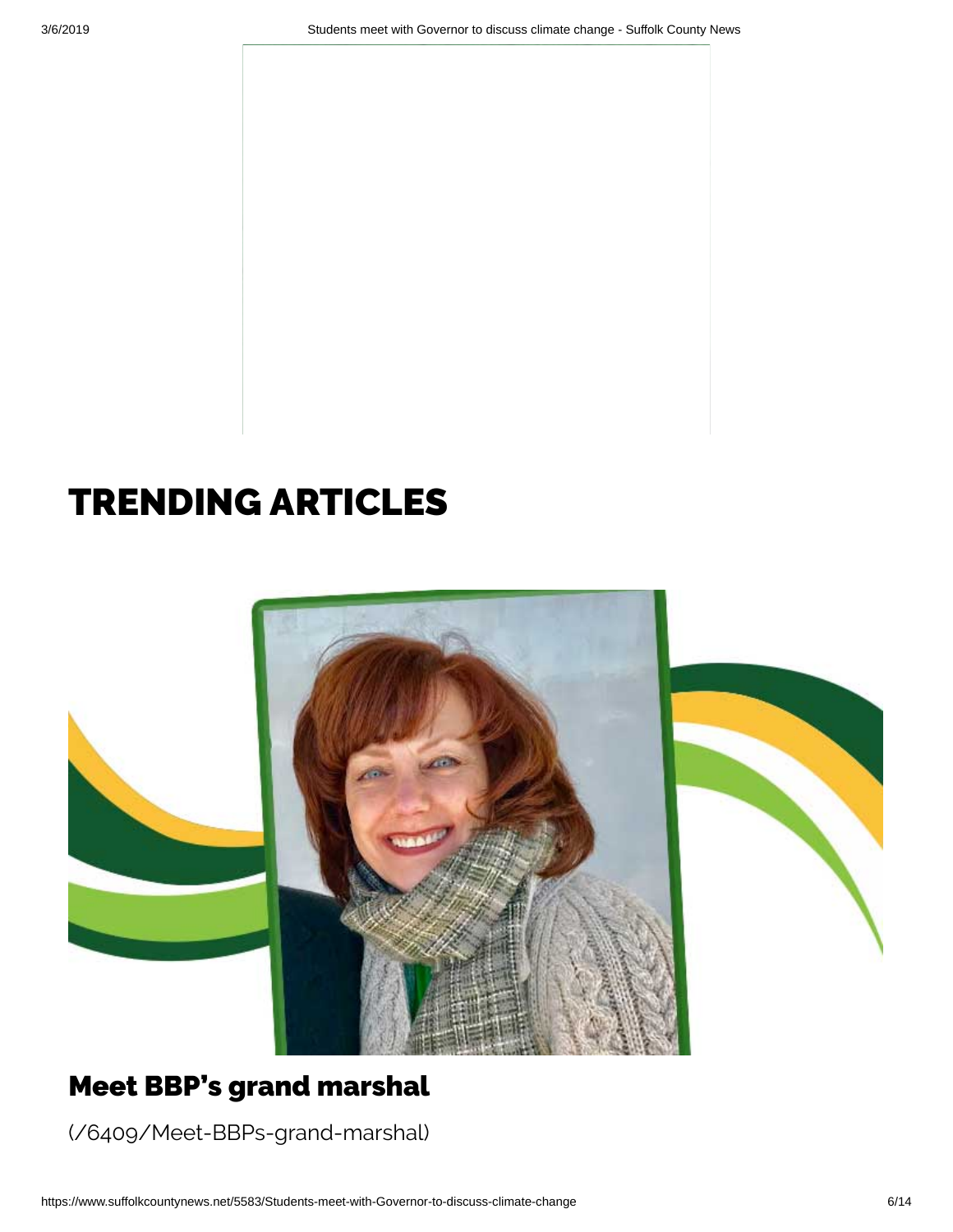# TRENDING ARTICLES

## Meet BBP's grand marshal

(/6409/Meet-BBPs-grand-marshal)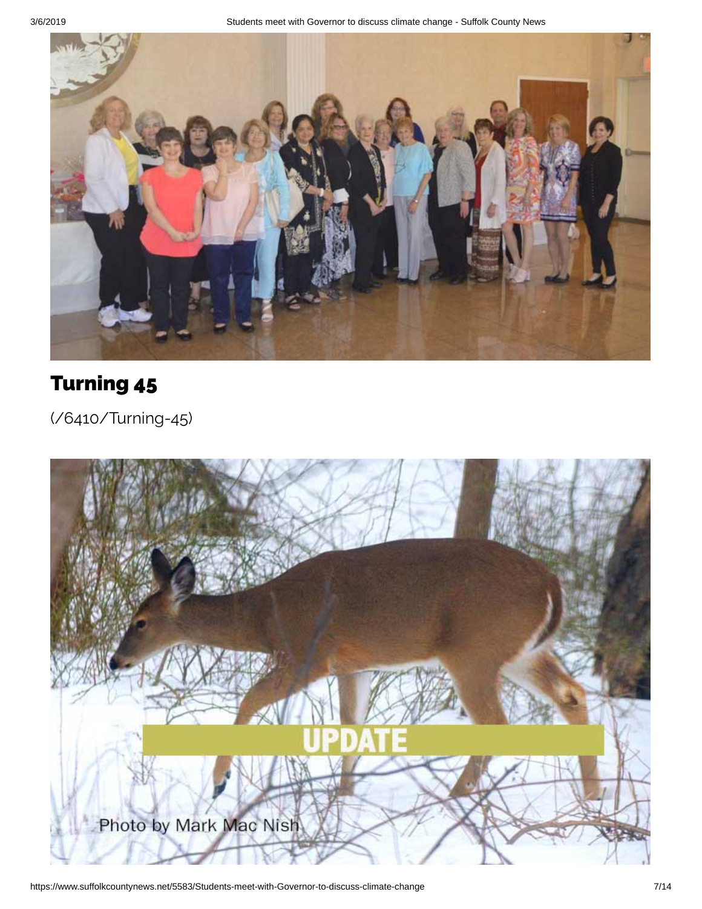## Turning 45

(/6410/Turning-45)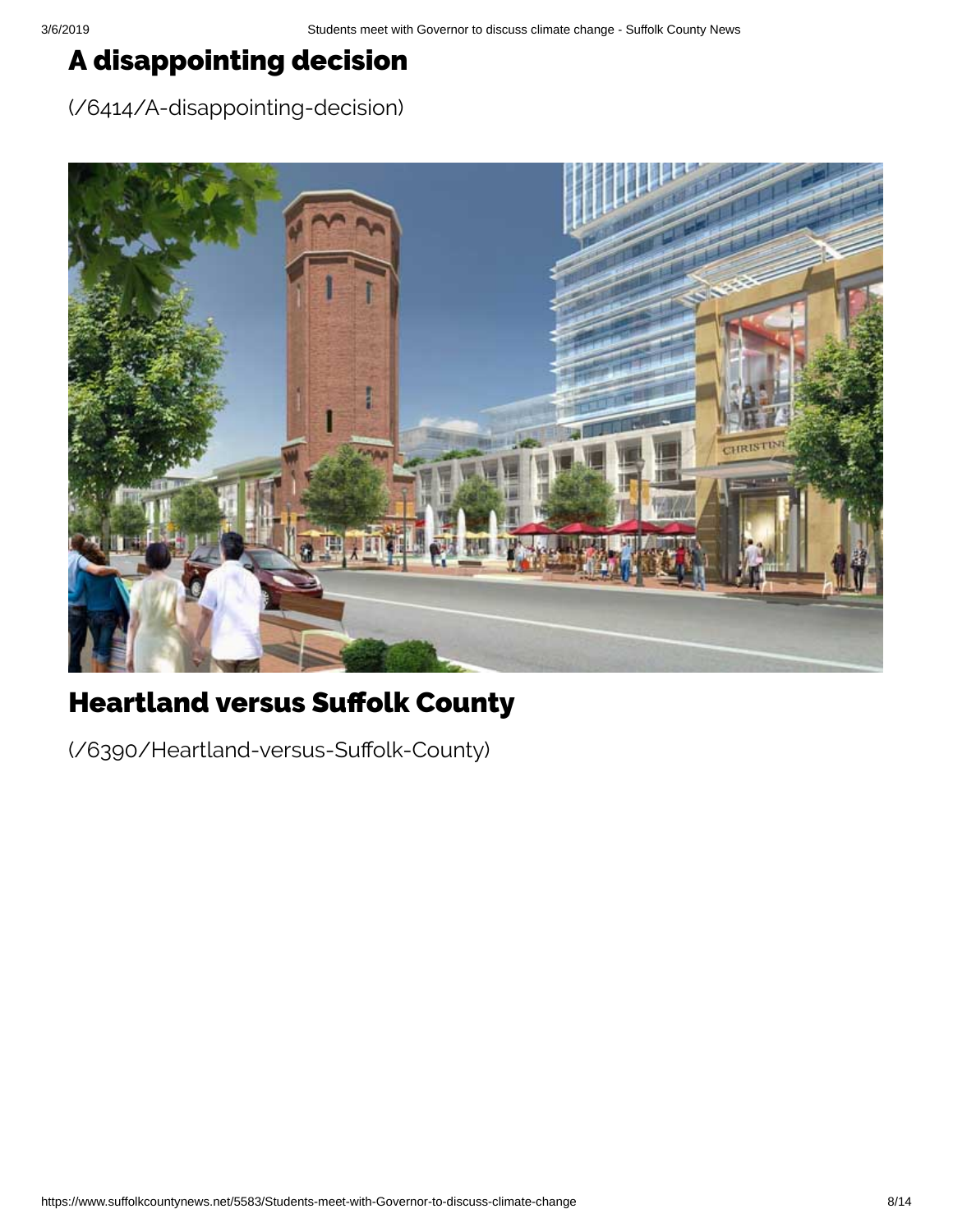## A disappointing decision

(/6414/A-disappointing-decision)

## Heartland versus Suffolk County

(/6390/Heartland-versus-Suffolk-County)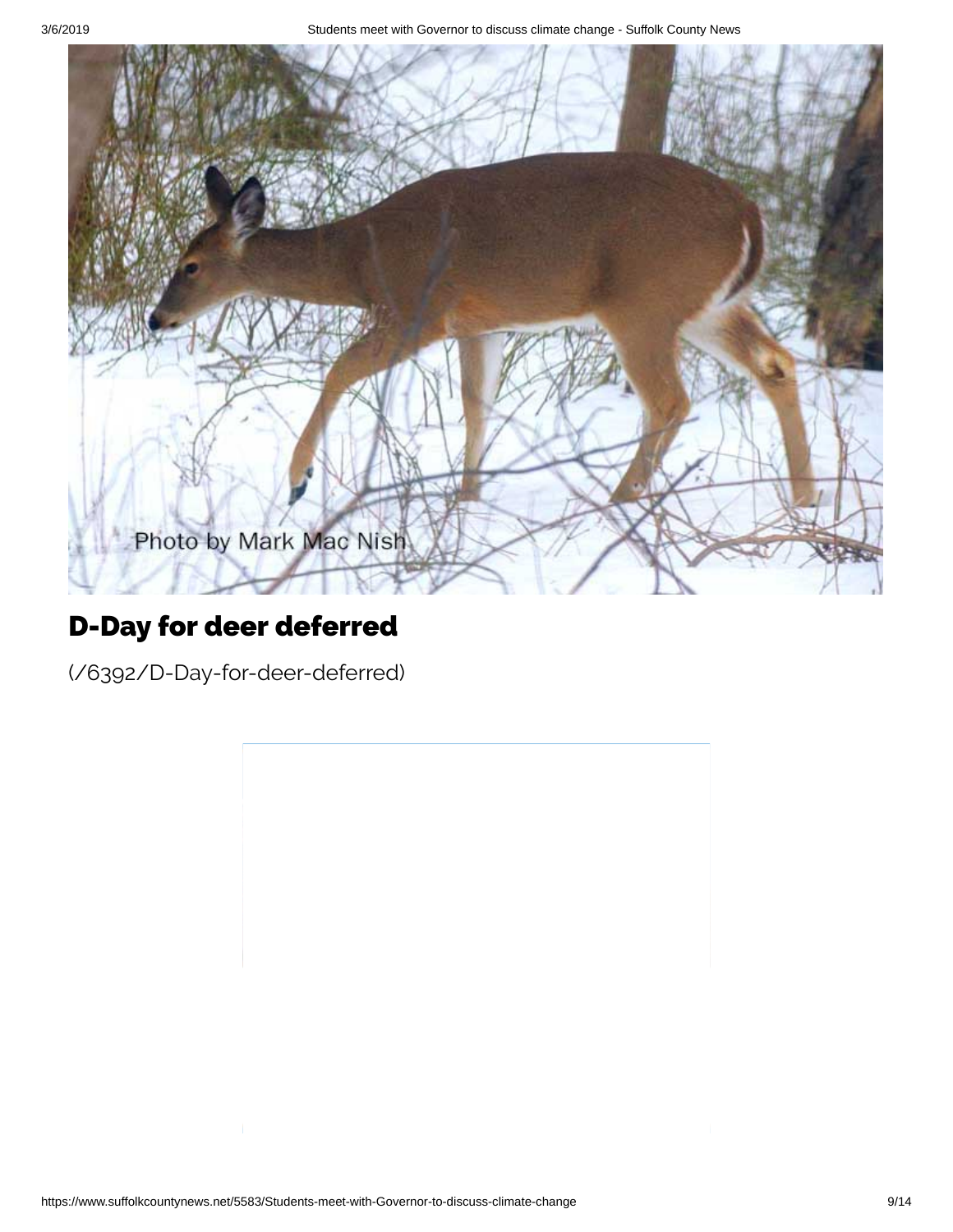Photo by Mark Mac Nish

## D-Day for deer deferred

(/6392/D-Day-for-deer-deferred)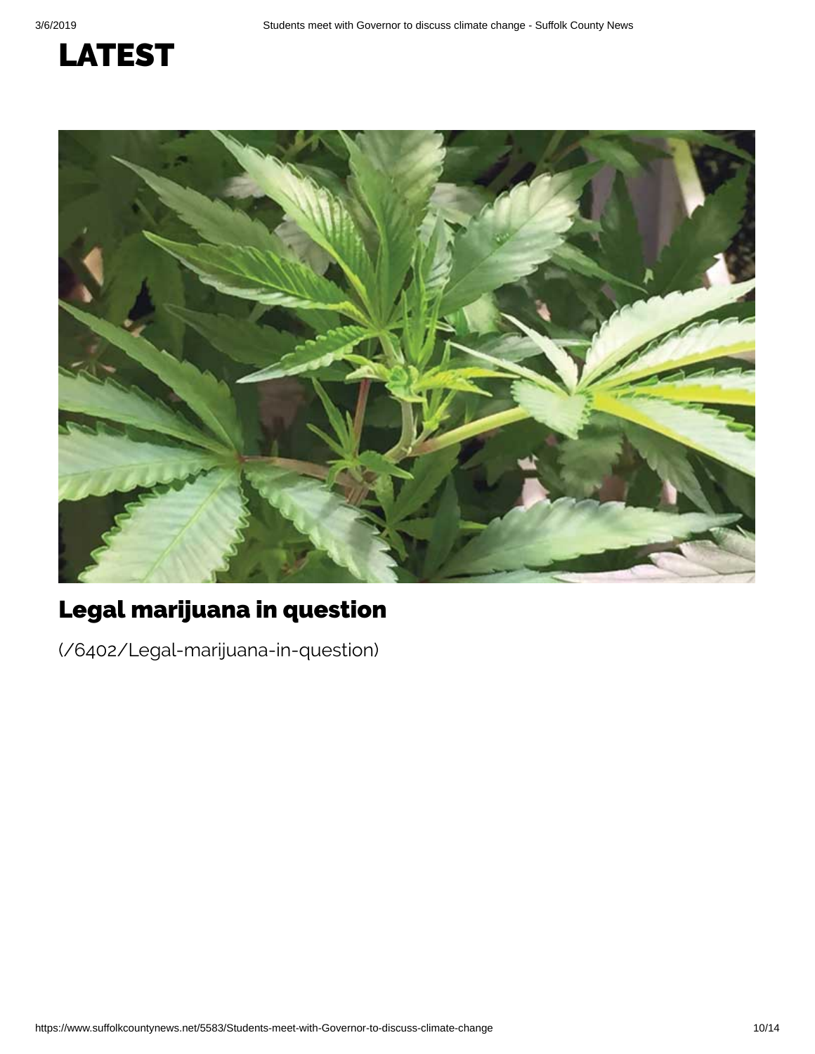# LATEST

## Legal marijuana in question

(/6402/Legal-marijuana-in-question)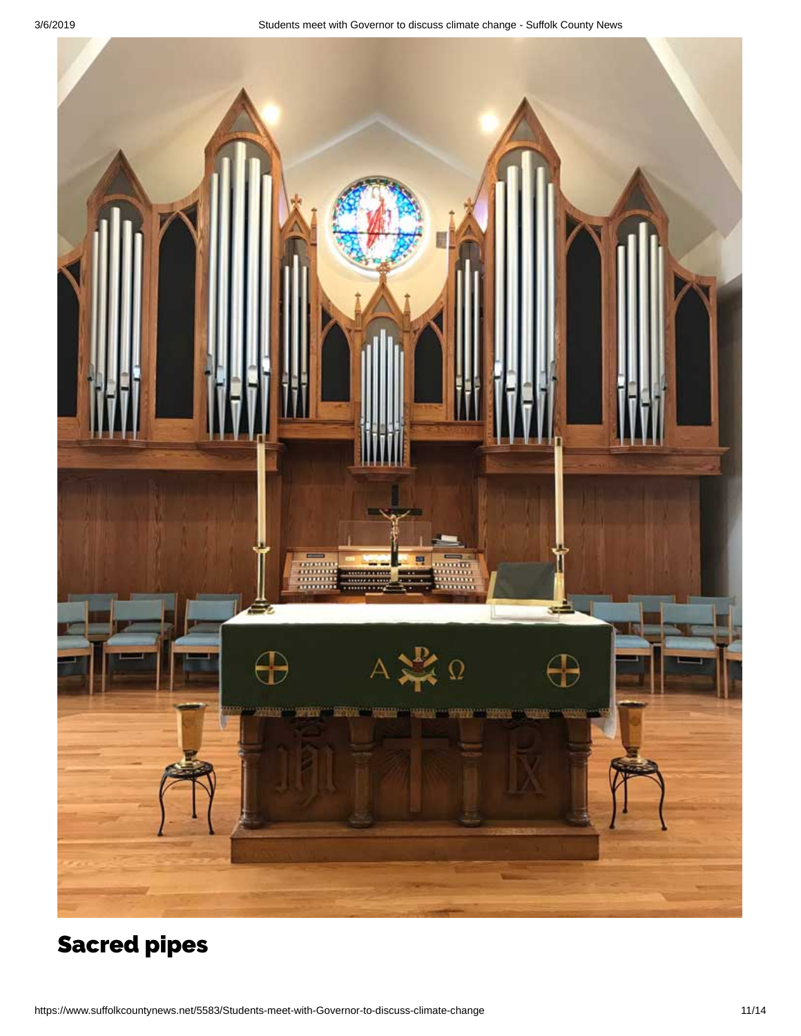## Sacred pipes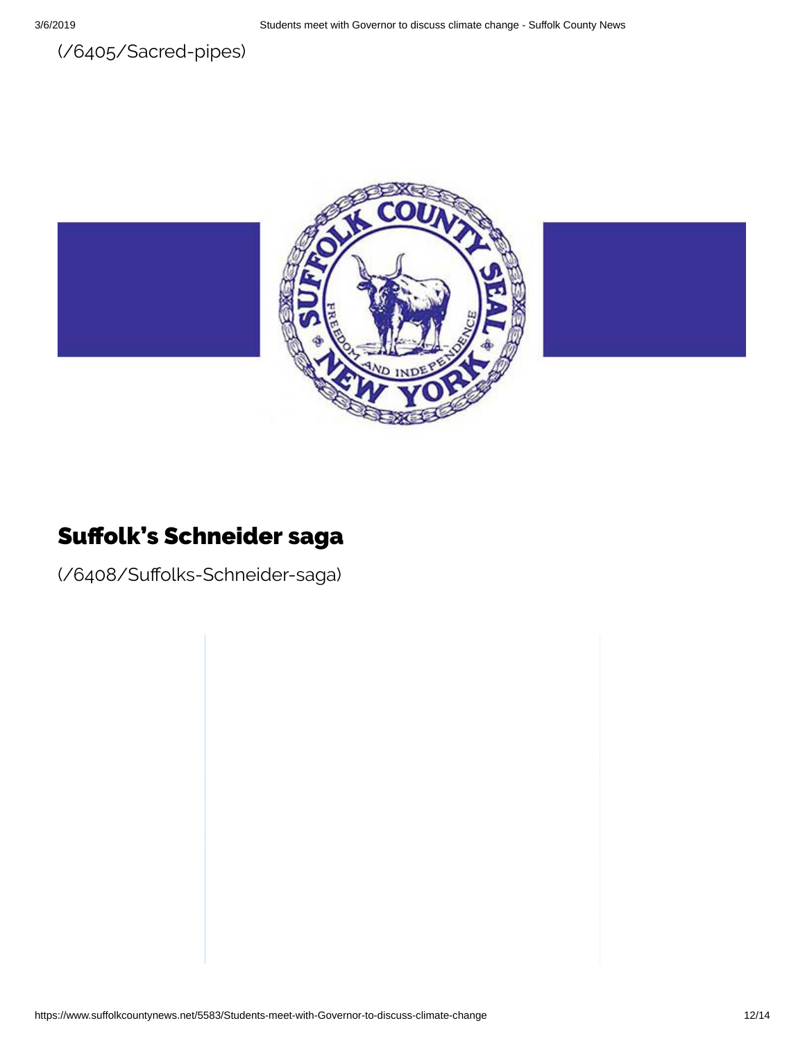(/6405/Sacred-pipes)

## Suffolk's Schneider saga

(/6408/Suffolks-Schneider-saga)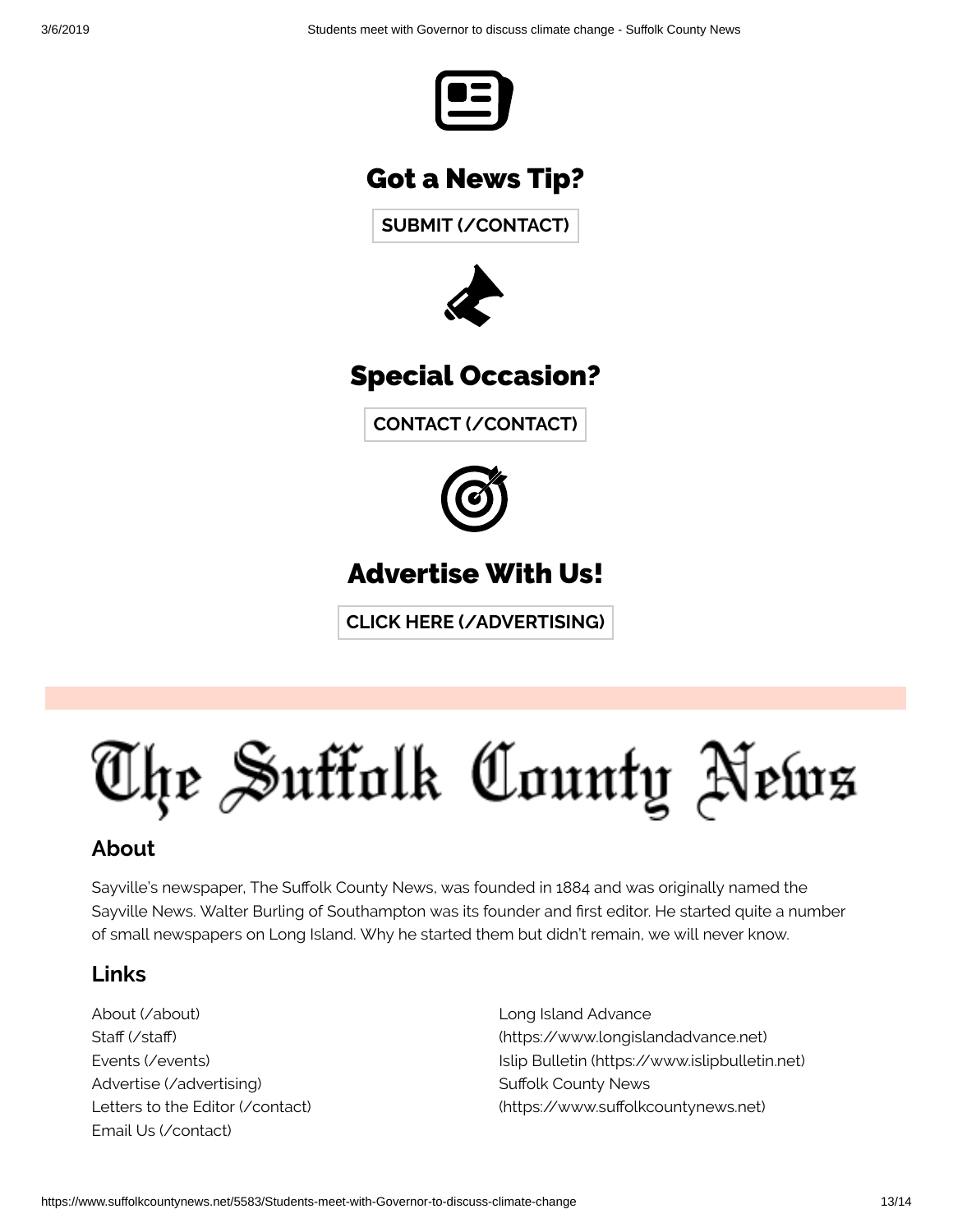## Got a News Tip?

SUBMIT (/CONTACT)

## Special Occasion?

CONTACT (/CONTACT)

## Advertise With Us!

CLICK HERE (/ADVERTISING)

# The Suffolk County News

### About

Sayville's newspaper, The Suffolk County News, was founded in 1884 and was originally named the Sayville News. Walter Burling of Southampton was its founder and first editor. He started quite a number of small newspapers on Long Island. Why he started them but didn't remain, we will never know.

### Links

About (/about)
Staff (/staff)
Events (/events)
Advertise (/advertising)
Letters to the Editor (/contact)
Email Us (/contact)

Long Island Advance (https://www.longislandadvance.net)
Islip Bulletin (https://www.islipbulletin.net)
Suffolk County News (https://www.suffolkcountynews.net)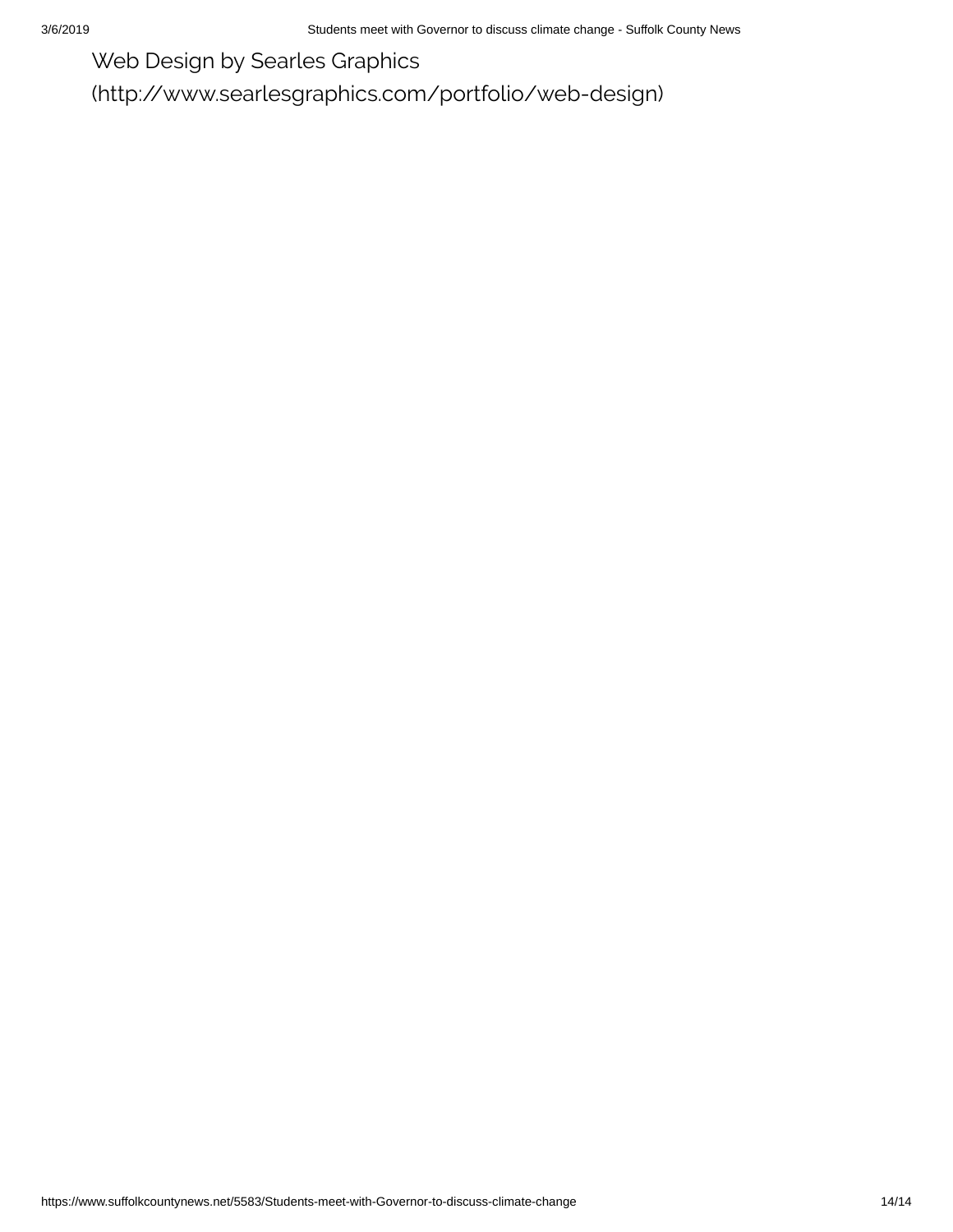Web Design by Searles Graphics (http://www.searlesgraphics.com/portfolio/web-design)